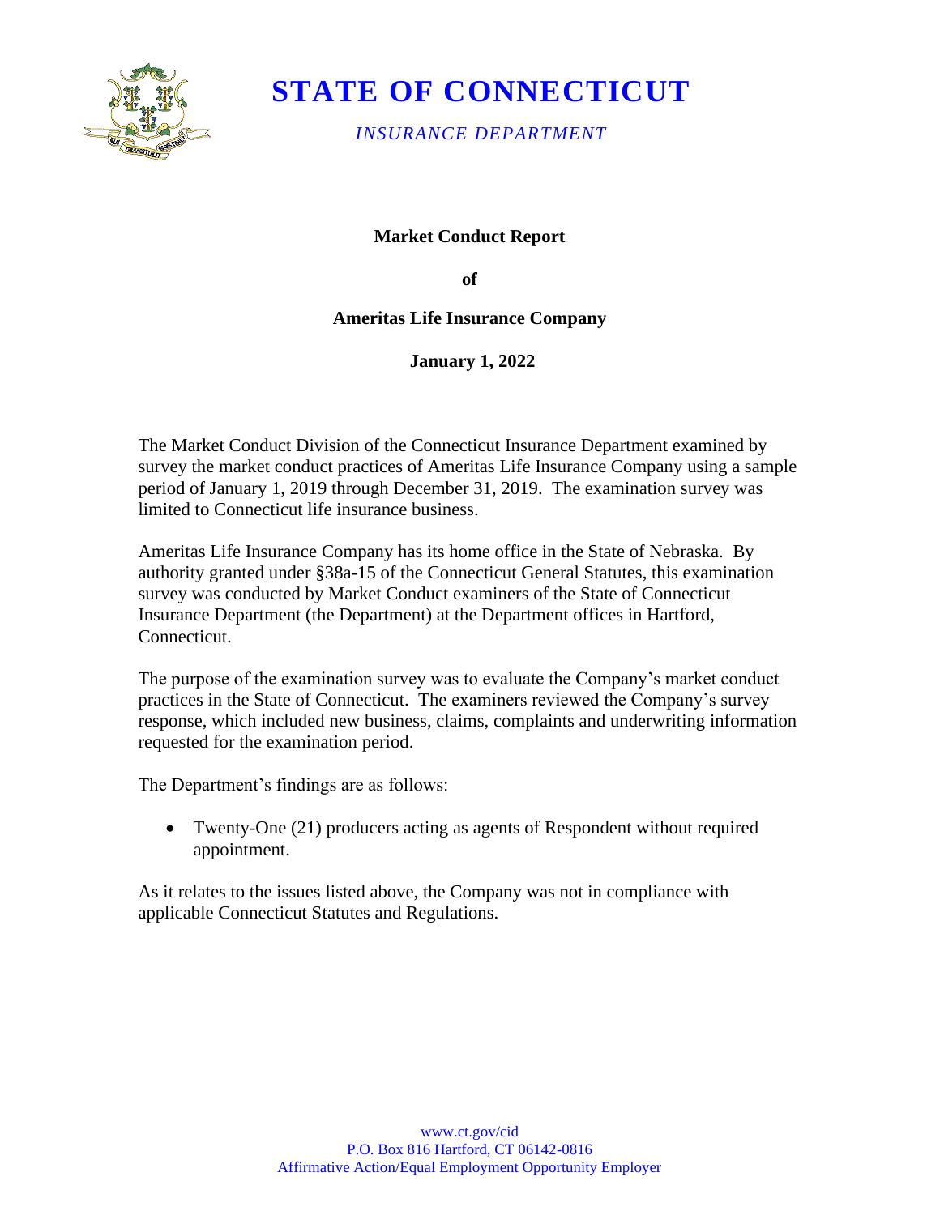# STATE OF CONNECTICUT

*INSURANCE DEPARTMENT*

**Market Conduct Report**

**of**

**Ameritas Life Insurance Company**

**January 1, 2022**

The Market Conduct Division of the Connecticut Insurance Department examined by survey the market conduct practices of Ameritas Life Insurance Company using a sample period of January 1, 2019 through December 31, 2019. The examination survey was limited to Connecticut life insurance business.

Ameritas Life Insurance Company has its home office in the State of Nebraska. By authority granted under §38a-15 of the Connecticut General Statutes, this examination survey was conducted by Market Conduct examiners of the State of Connecticut Insurance Department (the Department) at the Department offices in Hartford, Connecticut.

The purpose of the examination survey was to evaluate the Company's market conduct practices in the State of Connecticut. The examiners reviewed the Company's survey response, which included new business, claims, complaints and underwriting information requested for the examination period.

The Department's findings are as follows:

- Twenty-One (21) producers acting as agents of Respondent without required appointment.

As it relates to the issues listed above, the Company was not in compliance with applicable Connecticut Statutes and Regulations.

www.ct.gov/cid
P.O. Box 816 Hartford, CT 06142-0816
Affirmative Action/Equal Employment Opportunity Employer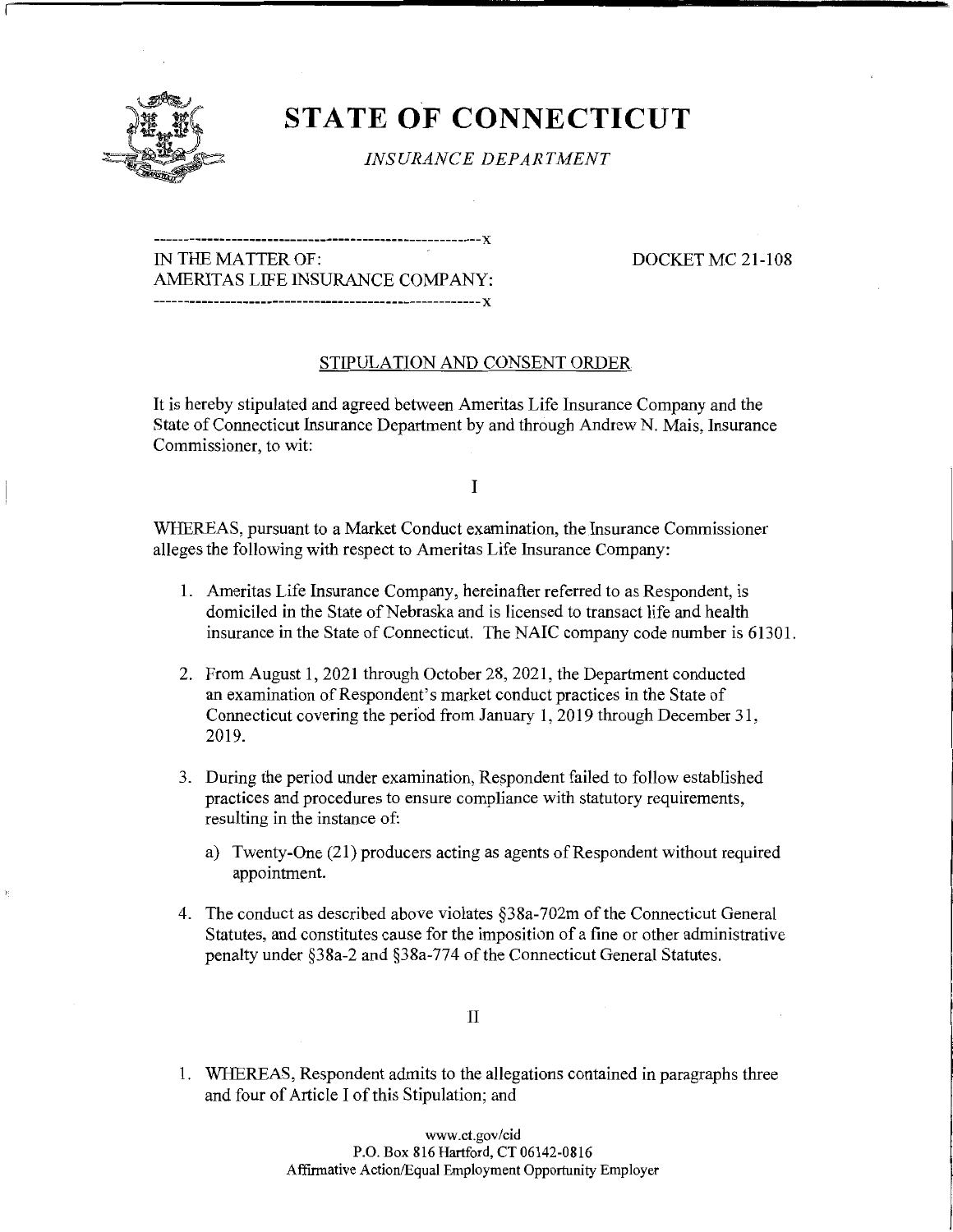# STATE OF CONNECTICUT

*INSURANCE DEPARTMENT*

IN THE MATTER OF:
AMERITAS LIFE INSURANCE COMPANY:

DOCKET MC 21-108

## STIPULATION AND CONSENT ORDER

It is hereby stipulated and agreed between Ameritas Life Insurance Company and the State of Connecticut Insurance Department by and through Andrew N. Mais, Insurance Commissioner, to wit:

I

WHEREAS, pursuant to a Market Conduct examination, the Insurance Commissioner alleges the following with respect to Ameritas Life Insurance Company:

1. Ameritas Life Insurance Company, hereinafter referred to as Respondent, is domiciled in the State of Nebraska and is licensed to transact life and health insurance in the State of Connecticut. The NAIC company code number is 61301.

2. From August 1, 2021 through October 28, 2021, the Department conducted an examination of Respondent's market conduct practices in the State of Connecticut covering the period from January 1, 2019 through December 31, 2019.

3. During the period under examination, Respondent failed to follow established practices and procedures to ensure compliance with statutory requirements, resulting in the instance of:

   a) Twenty-One (21) producers acting as agents of Respondent without required appointment.

4. The conduct as described above violates §38a-702m of the Connecticut General Statutes, and constitutes cause for the imposition of a fine or other administrative penalty under §38a-2 and §38a-774 of the Connecticut General Statutes.

II

1. WHEREAS, Respondent admits to the allegations contained in paragraphs three and four of Article I of this Stipulation; and

www.ct.gov/cid
P.O. Box 816 Hartford, CT 06142-0816
Affirmative Action/Equal Employment Opportunity Employer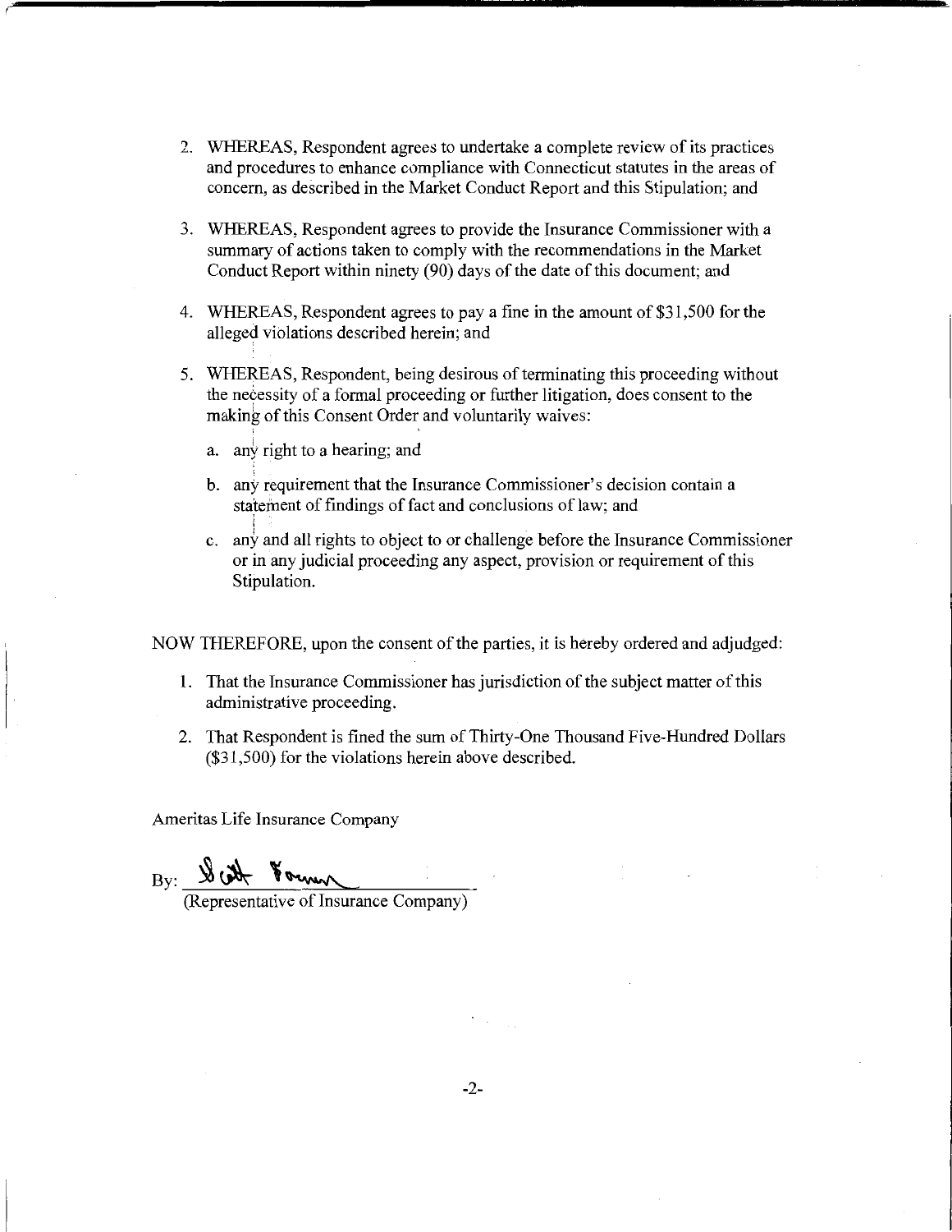2. WHEREAS, Respondent agrees to undertake a complete review of its practices and procedures to enhance compliance with Connecticut statutes in the areas of concern, as described in the Market Conduct Report and this Stipulation; and

3. WHEREAS, Respondent agrees to provide the Insurance Commissioner with a summary of actions taken to comply with the recommendations in the Market Conduct Report within ninety (90) days of the date of this document; and

4. WHEREAS, Respondent agrees to pay a fine in the amount of $31,500 for the alleged violations described herein; and

5. WHEREAS, Respondent, being desirous of terminating this proceeding without the necessity of a formal proceeding or further litigation, does consent to the making of this Consent Order and voluntarily waives:

   a. any right to a hearing; and

   b. any requirement that the Insurance Commissioner's decision contain a statement of findings of fact and conclusions of law; and

   c. any and all rights to object to or challenge before the Insurance Commissioner or in any judicial proceeding any aspect, provision or requirement of this Stipulation.

NOW THEREFORE, upon the consent of the parties, it is hereby ordered and adjudged:

1. That the Insurance Commissioner has jurisdiction of the subject matter of this administrative proceeding.

2. That Respondent is fined the sum of Thirty-One Thousand Five-Hundred Dollars ($31,500) for the violations herein above described.

Ameritas Life Insurance Company

By: Scott Fomer

(Representative of Insurance Company)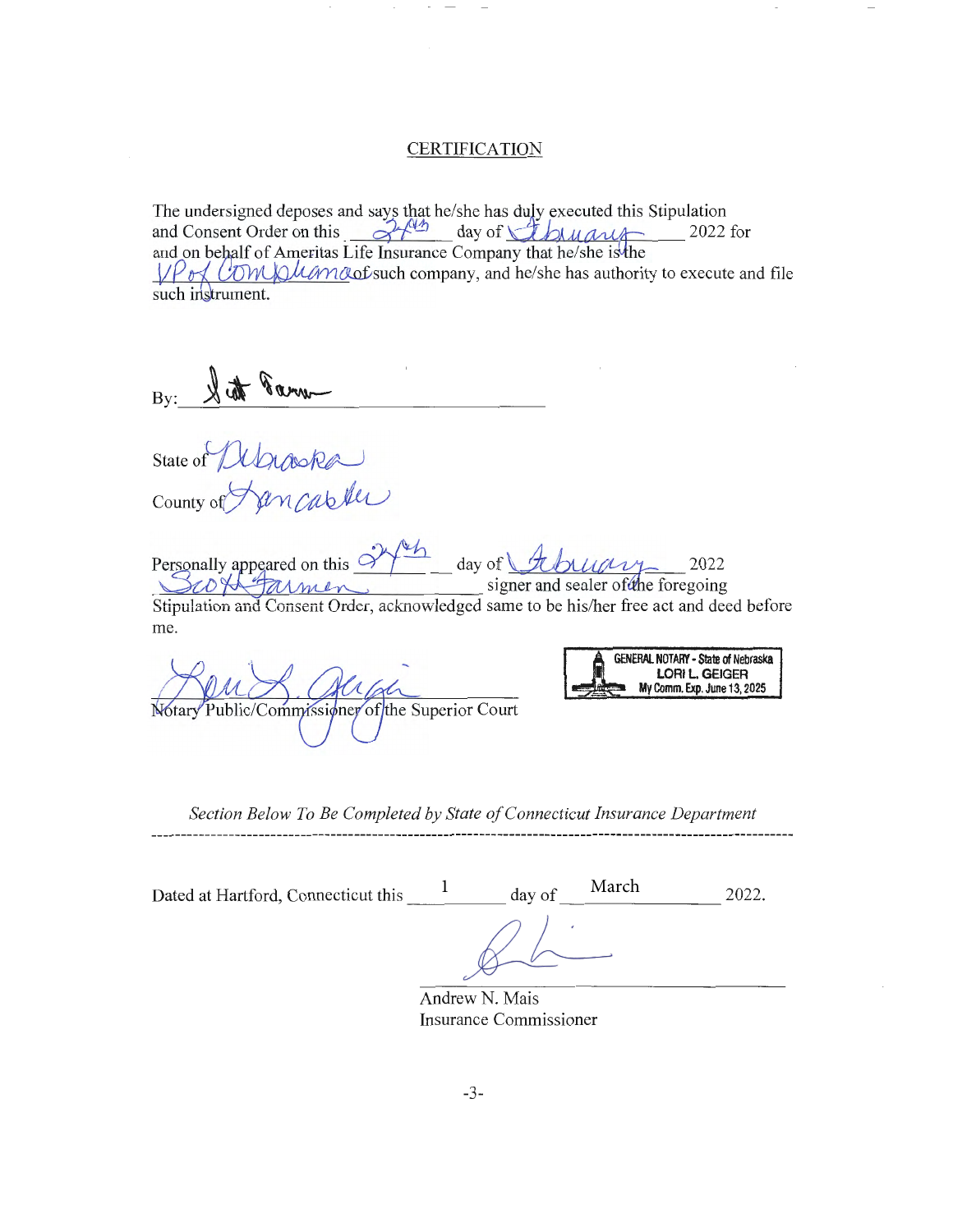# CERTIFICATION

The undersigned deposes and says that he/she has duly executed this Stipulation and Consent Order on this 24th day of February 2022 for and on behalf of Ameritas Life Insurance Company that he/she is the VP of Compliance of such company, and he/she has authority to execute and file such instrument.

By: ______________________________

State of Nebraska

County of Lancaster

Personally appeared on this 24th day of February 2022 Scott Farmer signer and sealer of the foregoing Stipulation and Consent Order, acknowledged same to be his/her free act and deed before me.

______________________________
Notary Public/Commissioner of the Superior Court

GENERAL NOTARY - State of Nebraska
LORI L. GEIGER
My Comm. Exp. June 13, 2025

*Section Below To Be Completed by State of Connecticut Insurance Department*

---

Dated at Hartford, Connecticut this 1 day of March 2022.

______________________________
Andrew N. Mais
Insurance Commissioner